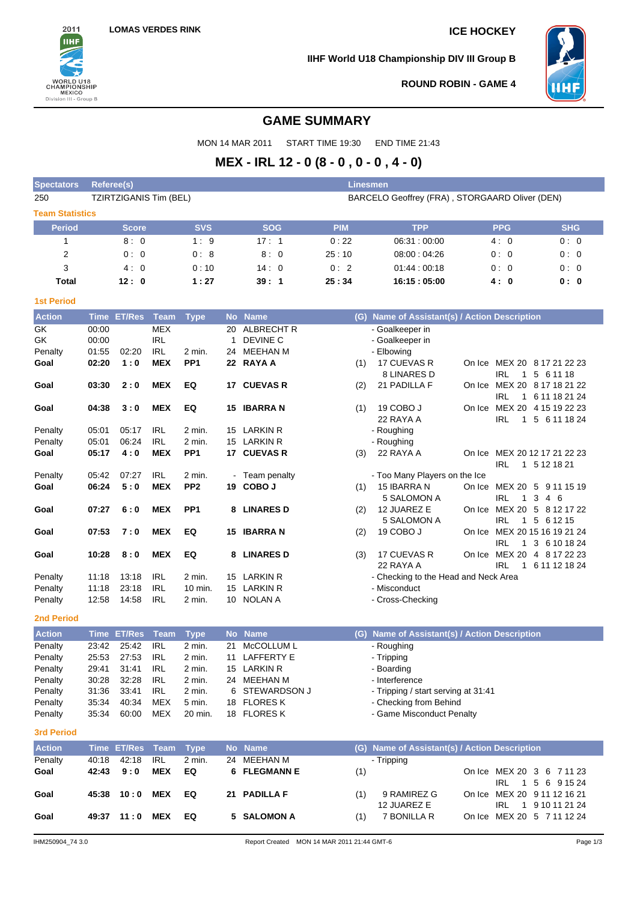LOMAS VERDES RINK

ICE HOCKEY

IIHF World U18 Championship DIV III Group B

ROUND ROBIN - GAME 4

# GAME SUMMARY

MON 14 MAR 2011 START TIME 19:30 END TIME 21:43

## MEX - IRL 12 - 0 (8 - 0 , 0 - 0 , 4 - 0)

| Spectators | Referee(s) | Linesmen |
|---|---|---|
| 250 | TZIRTZIGANIS Tim (BEL) | BARCELO Geoffrey (FRA) , STORGAARD Oliver (DEN) |

### Team Statistics

| Period | Score | SVS | SOG | PIM | TPP | PPG | SHG |
|---|---|---|---|---|---|---|---|
| 1 | 8 : 0 | 1 : 9 | 17 : 1 | 0 : 22 | 06:31 : 00:00 | 4 : 0 | 0 : 0 |
| 2 | 0 : 0 | 0 : 8 | 8 : 0 | 25 : 10 | 08:00 : 04:26 | 0 : 0 | 0 : 0 |
| 3 | 4 : 0 | 0 : 10 | 14 : 0 | 0 : 2 | 01:44 : 00:18 | 0 : 0 | 0 : 0 |
| **Total** | **12 : 0** | **1 : 27** | **39 : 1** | **25 : 34** | **16:15 : 05:00** | **4 : 0** | **0 : 0** |

### 1st Period

| Action | Time | ET/Res | Team | Type | No | Name | (G) | Name of Assistant(s) / Action Description | | |
|---|---|---|---|---|---|---|---|---|---|---|
| GK | 00:00 | | MEX | | 20 | ALBRECHT R | | - Goalkeeper in | | |
| GK | 00:00 | | IRL | | 1 | DEVINE C | | - Goalkeeper in | | |
| Penalty | 01:55 | 02:20 | IRL | 2 min. | 24 | MEEHAN M | | - Elbowing | | |
| **Goal** | **02:20** | **1 : 0** | **MEX** | **PP1** | **22** | **RAYA A** | (1) | 17 CUEVAS R<br>8 LINARES D | On Ice | MEX 20 8 17 21 22 23<br>IRL 1 5 6 11 18 |
| **Goal** | **03:30** | **2 : 0** | **MEX** | **EQ** | **17** | **CUEVAS R** | (2) | 21 PADILLA F | On Ice | MEX 20 8 17 18 21 22<br>IRL 1 6 11 18 21 24 |
| **Goal** | **04:38** | **3 : 0** | **MEX** | **EQ** | **15** | **IBARRA N** | (1) | 19 COBO J<br>22 RAYA A | On Ice | MEX 20 4 15 19 22 23<br>IRL 1 5 6 11 18 24 |
| Penalty | 05:01 | 05:17 | IRL | 2 min. | 15 | LARKIN R | | - Roughing | | |
| Penalty | 05:01 | 06:24 | IRL | 2 min. | 15 | LARKIN R | | - Roughing | | |
| **Goal** | **05:17** | **4 : 0** | **MEX** | **PP1** | **17** | **CUEVAS R** | (3) | 22 RAYA A | On Ice | MEX 20 12 17 21 22 23<br>IRL 1 5 12 18 21 |
| Penalty | 05:42 | 07:27 | IRL | 2 min. | - | Team penalty | | - Too Many Players on the Ice | | |
| **Goal** | **06:24** | **5 : 0** | **MEX** | **PP2** | **19** | **COBO J** | (1) | 15 IBARRA N<br>5 SALOMON A | On Ice | MEX 20 5 9 11 15 19<br>IRL 1 3 4 6 |
| **Goal** | **07:27** | **6 : 0** | **MEX** | **PP1** | **8** | **LINARES D** | (2) | 12 JUAREZ E<br>5 SALOMON A | On Ice | MEX 20 5 8 12 17 22<br>IRL 1 5 6 12 15 |
| **Goal** | **07:53** | **7 : 0** | **MEX** | **EQ** | **15** | **IBARRA N** | (2) | 19 COBO J | On Ice | MEX 20 15 16 19 21 24<br>IRL 1 3 6 10 18 24 |
| **Goal** | **10:28** | **8 : 0** | **MEX** | **EQ** | **8** | **LINARES D** | (3) | 17 CUEVAS R<br>22 RAYA A | On Ice | MEX 20 4 8 17 22 23<br>IRL 1 6 11 12 18 24 |
| Penalty | 11:18 | 13:18 | IRL | 2 min. | 15 | LARKIN R | | - Checking to the Head and Neck Area | | |
| Penalty | 11:18 | 23:18 | IRL | 10 min. | 15 | LARKIN R | | - Misconduct | | |
| Penalty | 12:58 | 14:58 | IRL | 2 min. | 10 | NOLAN A | | - Cross-Checking | | |

### 2nd Period

| Action | Time | ET/Res | Team | Type | No | Name | (G) | Name of Assistant(s) / Action Description |
|---|---|---|---|---|---|---|---|---|
| Penalty | 23:42 | 25:42 | IRL | 2 min. | 21 | McCOLLUM L | | - Roughing |
| Penalty | 25:53 | 27:53 | IRL | 2 min. | 11 | LAFFERTY E | | - Tripping |
| Penalty | 29:41 | 31:41 | IRL | 2 min. | 15 | LARKIN R | | - Boarding |
| Penalty | 30:28 | 32:28 | IRL | 2 min. | 24 | MEEHAN M | | - Interference |
| Penalty | 31:36 | 33:41 | IRL | 2 min. | 6 | STEWARDSON J | | - Tripping / start serving at 31:41 |
| Penalty | 35:34 | 40:34 | MEX | 5 min. | 18 | FLORES K | | - Checking from Behind |
| Penalty | 35:34 | 60:00 | MEX | 20 min. | 18 | FLORES K | | - Game Misconduct Penalty |

### 3rd Period

| Action | Time | ET/Res | Team | Type | No | Name | (G) | Name of Assistant(s) / Action Description | | |
|---|---|---|---|---|---|---|---|---|---|---|
| Penalty | 40:18 | 42:18 | IRL | 2 min. | 24 | MEEHAN M | | - Tripping | | |
| **Goal** | **42:43** | **9 : 0** | **MEX** | **EQ** | **6** | **FLEGMANN E** | (1) | | On Ice | MEX 20 3 6 7 11 23<br>IRL 1 5 6 9 15 24 |
| **Goal** | **45:38** | **10 : 0** | **MEX** | **EQ** | **21** | **PADILLA F** | (1) | 9 RAMIREZ G<br>12 JUAREZ E | On Ice | MEX 20 9 11 12 16 21<br>IRL 1 9 10 11 21 24 |
| **Goal** | **49:37** | **11 : 0** | **MEX** | **EQ** | **5** | **SALOMON A** | (1) | 7 BONILLA R | On Ice | MEX 20 5 7 11 12 24 |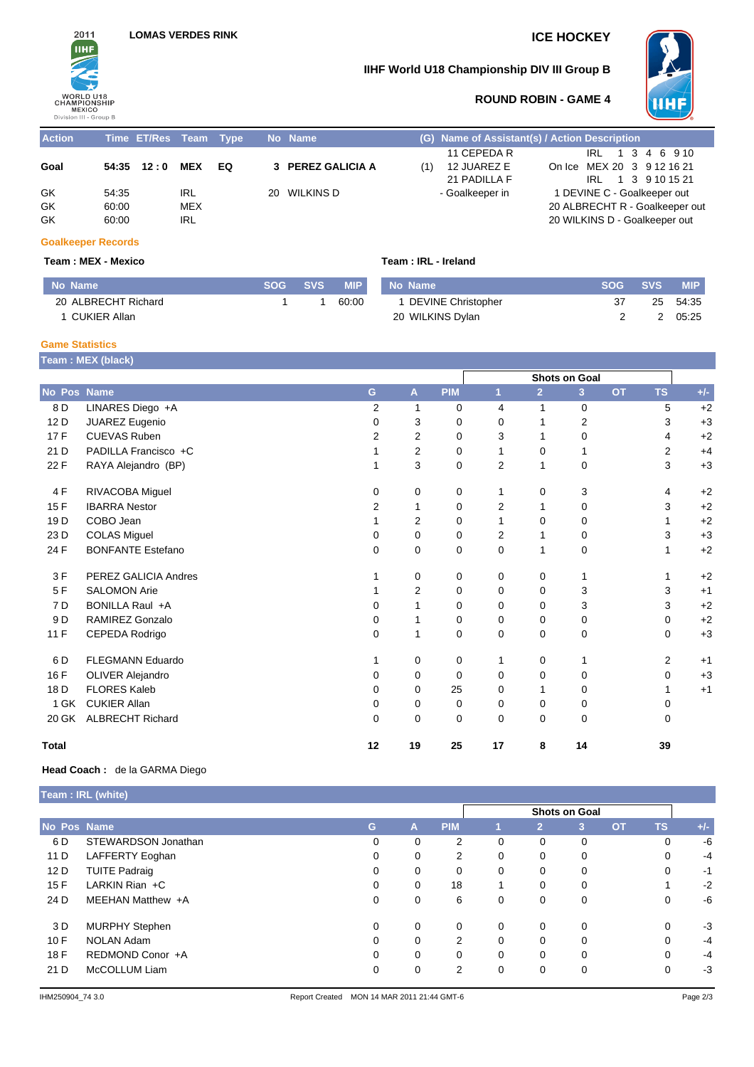LOMAS VERDES RINK

# ICE HOCKEY

## IIHF World U18 Championship DIV III Group B

### ROUND ROBIN - GAME 4

| Action | Time | ET/Res | Team | Type | No | Name | (G) | Name of Assistant(s) / Action Description | |
|---|---|---|---|---|---|---|---|---|---|
| Goal | 54:35 | 12 : 0 | MEX | EQ | 3 | PEREZ GALICIA A | (1) | 11 CEPEDA R<br>12 JUAREZ E<br>21 PADILLA F | IRL 1 3 4 6 9 10<br>On Ice MEX 20 3 9 12 16 21<br>IRL 1 3 9 10 15 21 |
| GK | 54:35 | | IRL | | 20 | WILKINS D | | - Goalkeeper in | 1 DEVINE C - Goalkeeper out |
| GK | 60:00 | | MEX | | | | | | 20 ALBRECHT R - Goalkeeper out |
| GK | 60:00 | | IRL | | | | | | 20 WILKINS D - Goalkeeper out |

### Goalkeeper Records

**Team : MEX - Mexico**

| No | Name | SOG | SVS | MIP |
|---|---|---|---|---|
| 20 | ALBRECHT Richard | 1 | 1 | 60:00 |
| 1 | CUKIER Allan | | | |

**Team : IRL - Ireland**

| No | Name | SOG | SVS | MIP |
|---|---|---|---|---|
| 1 | DEVINE Christopher | 37 | 25 | 54:35 |
| 20 | WILKINS Dylan | 2 | 2 | 05:25 |

### Game Statistics

**Team : MEX (black)**

| | | | | | | Shots on Goal | | | | | |
|---|---|---|---|---|---|---|---|---|---|---|---|
| No | Pos | Name | G | A | PIM | 1 | 2 | 3 | OT | TS | +/- |
| 8 | D | LINARES Diego +A | 2 | 1 | 0 | 4 | 1 | 0 | | 5 | +2 |
| 12 | D | JUAREZ Eugenio | 0 | 3 | 0 | 0 | 1 | 2 | | 3 | +3 |
| 17 | F | CUEVAS Ruben | 2 | 2 | 0 | 3 | 1 | 0 | | 4 | +2 |
| 21 | D | PADILLA Francisco +C | 1 | 2 | 0 | 1 | 0 | 1 | | 2 | +4 |
| 22 | F | RAYA Alejandro (BP) | 1 | 3 | 0 | 2 | 1 | 0 | | 3 | +3 |
| 4 | F | RIVACOBA Miguel | 0 | 0 | 0 | 1 | 0 | 3 | | 4 | +2 |
| 15 | F | IBARRA Nestor | 2 | 1 | 0 | 2 | 1 | 0 | | 3 | +2 |
| 19 | D | COBO Jean | 1 | 2 | 0 | 1 | 0 | 0 | | 1 | +2 |
| 23 | D | COLAS Miguel | 0 | 0 | 0 | 2 | 1 | 0 | | 3 | +3 |
| 24 | F | BONFANTE Estefano | 0 | 0 | 0 | 0 | 1 | 0 | | 1 | +2 |
| 3 | F | PEREZ GALICIA Andres | 1 | 0 | 0 | 0 | 0 | 1 | | 1 | +2 |
| 5 | F | SALOMON Arie | 1 | 2 | 0 | 0 | 0 | 3 | | 3 | +1 |
| 7 | D | BONILLA Raul +A | 0 | 1 | 0 | 0 | 0 | 3 | | 3 | +2 |
| 9 | D | RAMIREZ Gonzalo | 0 | 1 | 0 | 0 | 0 | 0 | | 0 | +2 |
| 11 | F | CEPEDA Rodrigo | 0 | 1 | 0 | 0 | 0 | 0 | | 0 | +3 |
| 6 | D | FLEGMANN Eduardo | 1 | 0 | 0 | 1 | 0 | 1 | | 2 | +1 |
| 16 | F | OLIVER Alejandro | 0 | 0 | 0 | 0 | 0 | 0 | | 0 | +3 |
| 18 | D | FLORES Kaleb | 0 | 0 | 25 | 0 | 1 | 0 | | 1 | +1 |
| 1 | GK | CUKIER Allan | 0 | 0 | 0 | 0 | 0 | 0 | | 0 | |
| 20 | GK | ALBRECHT Richard | 0 | 0 | 0 | 0 | 0 | 0 | | 0 | |
| **Total** | | | **12** | **19** | **25** | **17** | **8** | **14** | | **39** | |

**Head Coach :** de la GARMA Diego

**Team : IRL (white)**

| | | | | | | Shots on Goal | | | | | |
|---|---|---|---|---|---|---|---|---|---|---|---|
| No | Pos | Name | G | A | PIM | 1 | 2 | 3 | OT | TS | +/- |
| 6 | D | STEWARDSON Jonathan | 0 | 0 | 2 | 0 | 0 | 0 | | 0 | -6 |
| 11 | D | LAFFERTY Eoghan | 0 | 0 | 2 | 0 | 0 | 0 | | 0 | -4 |
| 12 | D | TUITE Padraig | 0 | 0 | 0 | 0 | 0 | 0 | | 0 | -1 |
| 15 | F | LARKIN Rian +C | 0 | 0 | 18 | 1 | 0 | 0 | | 1 | -2 |
| 24 | D | MEEHAN Matthew +A | 0 | 0 | 6 | 0 | 0 | 0 | | 0 | -6 |
| 3 | D | MURPHY Stephen | 0 | 0 | 0 | 0 | 0 | 0 | | 0 | -3 |
| 10 | F | NOLAN Adam | 0 | 0 | 2 | 0 | 0 | 0 | | 0 | -4 |
| 18 | F | REDMOND Conor +A | 0 | 0 | 0 | 0 | 0 | 0 | | 0 | -4 |
| 21 | D | McCOLLUM Liam | 0 | 0 | 2 | 0 | 0 | 0 | | 0 | -3 |

IHM250904_74 3.0 Report Created MON 14 MAR 2011 21:44 GMT-6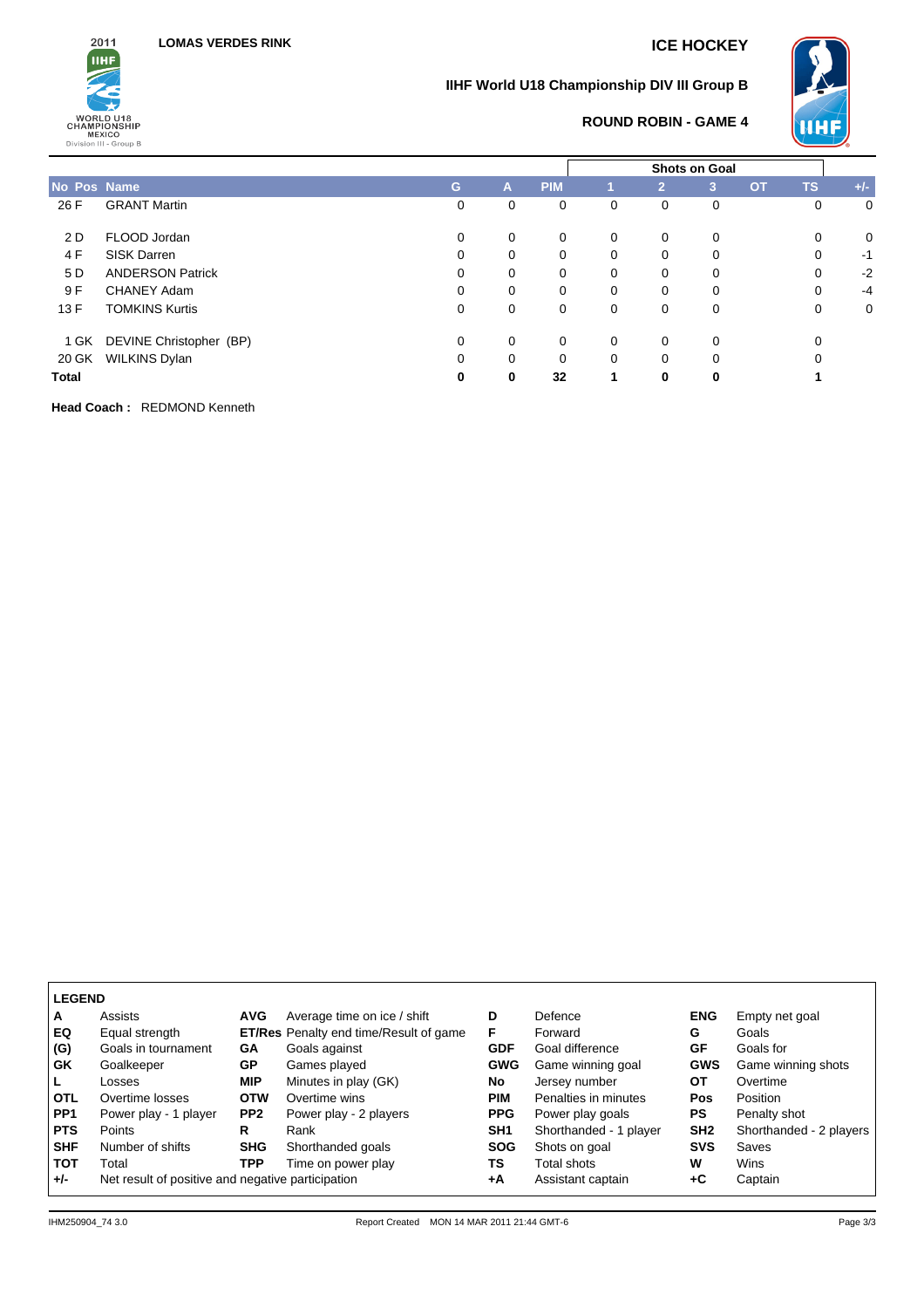**LOMAS VERDES RINK**

**ICE HOCKEY**

**IIHF World U18 Championship DIV III Group B**

**ROUND ROBIN - GAME 4**

| No | Pos | Name | G | A | PIM | Shots on Goal 1 | 2 | 3 | OT | TS | +/- |
|---|---|---|---|---|---|---|---|---|---|---|---|
| 26 | F | GRANT Martin | 0 | 0 | 0 | 0 | 0 | 0 | | 0 | 0 |
| 2 | D | FLOOD Jordan | 0 | 0 | 0 | 0 | 0 | 0 | | 0 | 0 |
| 4 | F | SISK Darren | 0 | 0 | 0 | 0 | 0 | 0 | | 0 | -1 |
| 5 | D | ANDERSON Patrick | 0 | 0 | 0 | 0 | 0 | 0 | | 0 | -2 |
| 9 | F | CHANEY Adam | 0 | 0 | 0 | 0 | 0 | 0 | | 0 | -4 |
| 13 | F | TOMKINS Kurtis | 0 | 0 | 0 | 0 | 0 | 0 | | 0 | 0 |
| 1 | GK | DEVINE Christopher (BP) | 0 | 0 | 0 | 0 | 0 | 0 | | 0 | |
| 20 | GK | WILKINS Dylan | 0 | 0 | 0 | 0 | 0 | 0 | | 0 | |
| **Total** | | | **0** | **0** | **32** | **1** | **0** | **0** | | **1** | |

**Head Coach :** REDMOND Kenneth

**LEGEND**

| | | | | | | | |
|---|---|---|---|---|---|---|---|
| **A** | Assists | **AVG** | Average time on ice / shift | **D** | Defence | **ENG** | Empty net goal |
| **EQ** | Equal strength | **ET/Res** | Penalty end time/Result of game | **F** | Forward | **G** | Goals |
| **(G)** | Goals in tournament | **GA** | Goals against | **GDF** | Goal difference | **GF** | Goals for |
| **GK** | Goalkeeper | **GP** | Games played | **GWG** | Game winning goal | **GWS** | Game winning shots |
| **L** | Losses | **MIP** | Minutes in play (GK) | **No** | Jersey number | **OT** | Overtime |
| **OTL** | Overtime losses | **OTW** | Overtime wins | **PIM** | Penalties in minutes | **Pos** | Position |
| **PP1** | Power play - 1 player | **PP2** | Power play - 2 players | **PPG** | Power play goals | **PS** | Penalty shot |
| **PTS** | Points | **R** | Rank | **SH1** | Shorthanded - 1 player | **SH2** | Shorthanded - 2 players |
| **SHF** | Number of shifts | **SHG** | Shorthanded goals | **SOG** | Shots on goal | **SVS** | Saves |
| **TOT** | Total | **TPP** | Time on power play | **TS** | Total shots | **W** | Wins |
| **+/-** | Net result of positive and negative participation | | | **+A** | Assistant captain | **+C** | Captain |

IHM250904_74 3.0 Report Created MON 14 MAR 2011 21:44 GMT-6